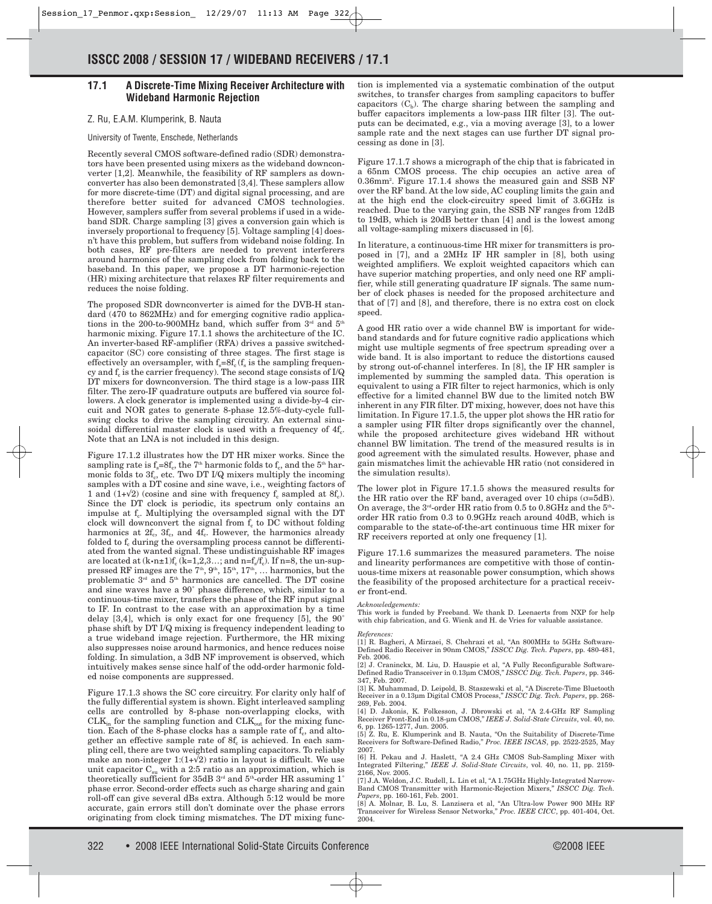# 17.1 A Discrete-Time Mixing Receiver Architecture with Wideband Harmonic Rejection

Z. Ru, E.A.M. Klumperink, B. Nauta

University of Twente, Enschede, Netherlands

Recently several CMOS software-defined radio (SDR) demonstrators have been presented using mixers as the wideband downconverter [1,2]. Meanwhile, the feasibility of RF samplers as downconverter has also been demonstrated [3,4]. These samplers allow for more discrete-time (DT) and digital signal processing, and are therefore better suited for advanced CMOS technologies. However, samplers suffer from several problems if used in a wideband SDR. Charge sampling [3] gives a conversion gain which is inversely proportional to frequency [5]. Voltage sampling [4] doesn't have this problem, but suffers from wideband noise folding. In both cases, RF pre-filters are needed to prevent interferers around harmonics of the sampling clock from folding back to the baseband. In this paper, we propose a DT harmonic-rejection (HR) mixing architecture that relaxes RF filter requirements and reduces the noise folding.

The proposed SDR downconverter is aimed for the DVB-H standard (470 to 862MHz) and for emerging cognitive radio applications in the 200-to-900MHz band, which suffer from 3[rd] and 5[th] harmonic mixing. Figure 17.1.1 shows the architecture of the IC. An inverter-based RF-amplifier (RFA) drives a passive switched-capacitor (SC) core consisting of three stages. The first stage is effectively an oversampler, with $f_s=8f_c$ ($f_s$ is the sampling frequency and $f_c$ is the carrier frequency). The second stage consists of I/Q DT mixers for downconversion. The third stage is a low-pass IIR filter. The zero-IF quadrature outputs are buffered via source followers. A clock generator is implemented using a divide-by-4 circuit and NOR gates to generate 8-phase 12.5%-duty-cycle full-swing clocks to drive the sampling circuitry. An external sinusoidal differential master clock is used with a frequency of $4f_c$. Note that an LNA is not included in this design.

Figure 17.1.2 illustrates how the DT HR mixer works. Since the sampling rate is $f_s=8f_c$, the 7[th] harmonic folds to $f_c$, and the 5[th] harmonic folds to $3f_c$, etc. Two DT I/Q mixers multiply the incoming samples with a DT cosine and sine wave, i.e., weighting factors of 1 and $(1+\sqrt{2})$ (cosine and sine with frequency $f_c$ sampled at $8f_c$). Since the DT clock is periodic, its spectrum only contains an impulse at $f_c$. Multiplying the oversampled signal with the DT clock will downconvert the signal from $f_c$ to DC without folding harmonics at $2f_c$, $3f_c$, and $4f_c$. However, the harmonics already folded to $f_c$ during the oversampling process cannot be differentiated from the wanted signal. These undistinguishable RF images are located at $(k{\cdot}n{\pm}1)f_c$ ($k=1,2,3\ldots$; and $n=f_s/f_c$). If $n=8$, the un-suppressed RF images are the 7[th], 9[th], 15[th], 17[th], … harmonics, but the problematic 3[rd] and 5[th] harmonics are cancelled. The DT cosine and sine waves have a 90° phase difference, which, similar to a continuous-time mixer, transfers the phase of the RF input signal to IF. In contrast to the case with an approximation by a time delay [3,4], which is only exact for one frequency [5], the 90° phase shift by DT I/Q mixing is frequency independent leading to a true wideband image rejection. Furthermore, the HR mixing also suppresses noise around harmonics, and hence reduces noise folding. In simulation, a 3dB NF improvement is observed, which intuitively makes sense since half of the odd-order harmonic folded noise components are suppressed.

Figure 17.1.3 shows the SC core circuitry. For clarity only half of the fully differential system is shown. Eight interleaved sampling cells are controlled by 8-phase non-overlapping clocks, with $CLK_{in}$ for the sampling function and $CLK_{out}$ for the mixing function. Each of the 8-phase clocks has a sample rate of $f_c$, and altogether an effective sample rate of $8f_c$ is achieved. In each sampling cell, there are two weighted sampling capacitors. To reliably make an non-integer $1{:}(1+\sqrt{2})$ ratio in layout is difficult. We use unit capacitor $C_{su}$ with a 2:5 ratio as an approximation, which is theoretically sufficient for 35dB 3[rd] and 5[th]-order HR assuming 1° phase error. Second-order effects such as charge sharing and gain roll-off can give several dBs extra. Although 5:12 would be more accurate, gain errors still don't dominate over the phase errors originating from clock timing mismatches. The DT mixing function is implemented via a systematic combination of the output switches, to transfer charges from sampling capacitors to buffer capacitors ($C_b$). The charge sharing between the sampling and buffer capacitors implements a low-pass IIR filter [3]. The outputs can be decimated, e.g., via a moving average [3], to a lower sample rate and the next stages can use further DT signal processing as done in [3].

Figure 17.1.7 shows a micrograph of the chip that is fabricated in a 65nm CMOS process. The chip occupies an active area of 0.36mm². Figure 17.1.4 shows the measured gain and SSB NF over the RF band. At the low side, AC coupling limits the gain and at the high end the clock-circuitry speed limit of 3.6GHz is reached. Due to the varying gain, the SSB NF ranges from 12dB to 19dB, which is 20dB better than [4] and is the lowest among all voltage-sampling mixers discussed in [6].

In literature, a continuous-time HR mixer for transmitters is proposed in [7], and a 2MHz IF HR sampler in [8], both using weighted amplifiers. We exploit weighted capacitors which can have superior matching properties, and only need one RF amplifier, while still generating quadrature IF signals. The same number of clock phases is needed for the proposed architecture and that of [7] and [8], and therefore, there is no extra cost on clock speed.

A good HR ratio over a wide channel BW is important for wideband standards and for future cognitive radio applications which might use multiple segments of free spectrum spreading over a wide band. It is also important to reduce the distortions caused by strong out-of-channel interferes. In [8], the IF HR sampler is implemented by summing the sampled data. This operation is equivalent to using a FIR filter to reject harmonics, which is only effective for a limited channel BW due to the limited notch BW inherent in any FIR filter. DT mixing, however, does not have this limitation. In Figure 17.1.5, the upper plot shows the HR ratio for a sampler using FIR filter drops significantly over the channel, while the proposed architecture gives wideband HR without channel BW limitation. The trend of the measured results is in good agreement with the simulated results. However, phase and gain mismatches limit the achievable HR ratio (not considered in the simulation results).

The lower plot in Figure 17.1.5 shows the measured results for the HR ratio over the RF band, averaged over 10 chips (σ=5dB). On average, the 3[rd]-order HR ratio from 0.5 to 0.8GHz and the 5[th]-order HR ratio from 0.3 to 0.9GHz reach around 40dB, which is comparable to the state-of-the-art continuous time HR mixer for RF receivers reported at only one frequency [1].

Figure 17.1.6 summarizes the measured parameters. The noise and linearity performances are competitive with those of continuous-time mixers at reasonable power consumption, which shows the feasibility of the proposed architecture for a practical receiver front-end.

*Acknowledgements:*

This work is funded by Freeband. We thank D. Leenaerts from NXP for help with chip fabrication, and G. Wienk and H. de Vries for valuable assistance.

*References:*

[1] R. Bagheri, A Mirzaei, S. Chehrazi et al, "An 800MHz to 5GHz Software-Defined Radio Receiver in 90nm CMOS," *ISSCC Dig. Tech. Papers*, pp. 480-481, Feb. 2006.

[2] J. Craninckx, M. Liu, D. Hauspie et al, "A Fully Reconfigurable Software-Defined Radio Transceiver in 0.13µm CMOS," *ISSCC Dig. Tech. Papers*, pp. 346-347, Feb. 2007.

[3] K. Muhammad, D. Leipold, B. Staszewski et al, "A Discrete-Time Bluetooth Receiver in a 0.13µm Digital CMOS Process," *ISSCC Dig. Tech. Papers*, pp. 268-269, Feb. 2004.

[4] D. Jakonis, K. Folkesson, J. Dbrowski et al, "A 2.4-GHz RF Sampling Receiver Front-End in 0.18-µm CMOS," *IEEE J. Solid-State Circuits*, vol. 40, no. 6, pp. 1265-1277, Jun. 2005.

[5] Z. Ru, E. Klumperink and B. Nauta, "On the Suitability of Discrete-Time Receivers for Software-Defined Radio," *Proc. IEEE ISCAS*, pp. 2522-2525, May 2007.

[6] H. Pekau and J. Haslett, "A 2.4 GHz CMOS Sub-Sampling Mixer with Integrated Filtering," *IEEE J. Solid-State Circuits*, vol. 40, no. 11, pp. 2159-2166, Nov. 2005.

[7] J.A. Weldon, J.C. Rudell, L. Lin et al, "A 1.75GHz Highly-Integrated Narrow-Band CMOS Transmitter with Harmonic-Rejection Mixers," *ISSCC Dig. Tech. Papers*, pp. 160-161, Feb. 2001.

[8] A. Molnar, B. Lu, S. Lanzisera et al, "An Ultra-low Power 900 MHz RF Transceiver for Wireless Sensor Networks," *Proc. IEEE CICC*, pp. 401-404, Oct. 2004.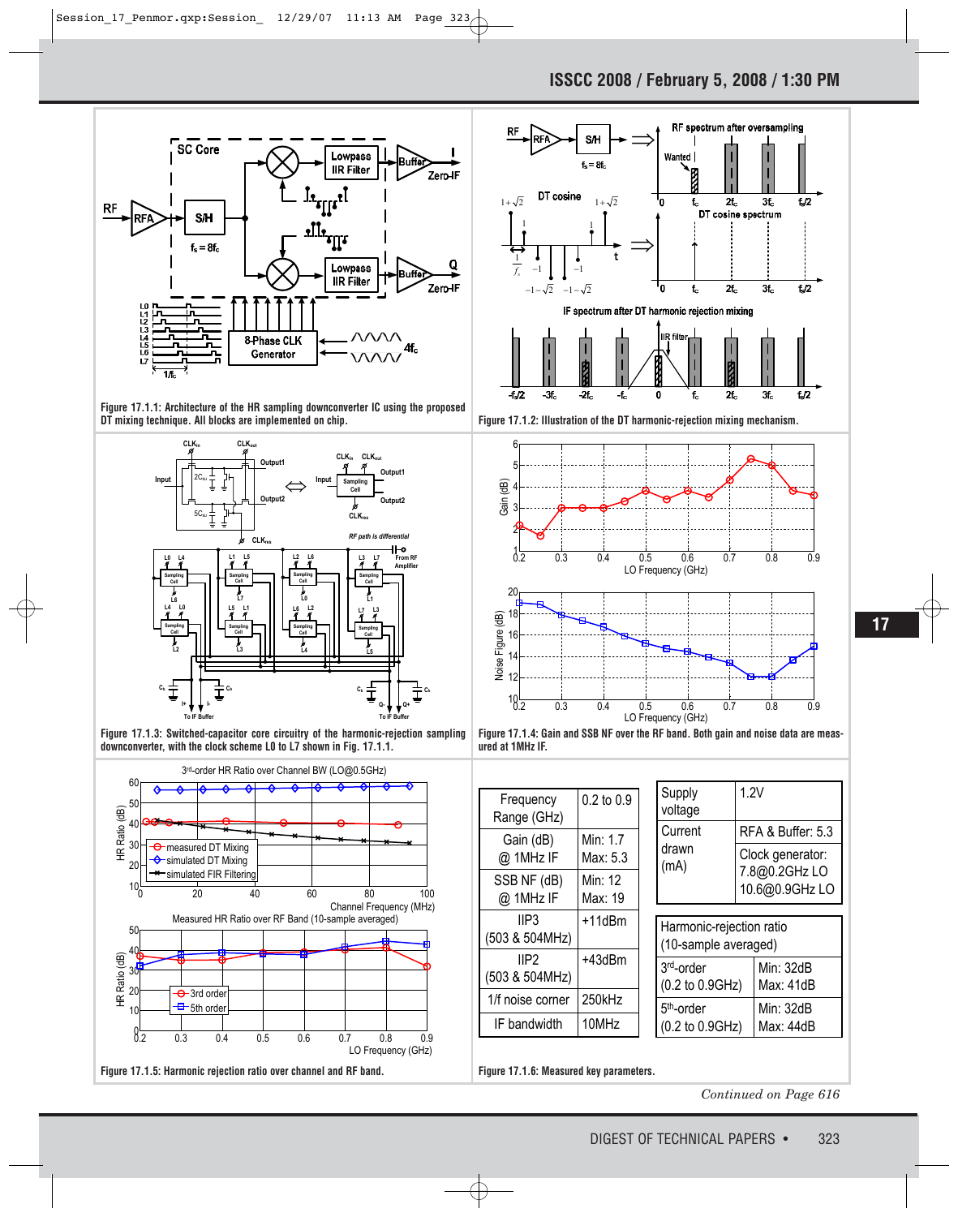Figure 17.1.1: Architecture of the HR sampling downconverter IC using the proposed DT mixing technique. All blocks are implemented on chip.

Figure 17.1.2: Illustration of the DT harmonic-rejection mixing mechanism.

Figure 17.1.3: Switched-capacitor core circuitry of the harmonic-rejection sampling downconverter, with the clock scheme L0 to L7 shown in Fig. 17.1.1.

Figure 17.1.4: Gain and SSB NF over the RF band. Both gain and noise data are measured at 1MHz IF.

Figure 17.1.5: Harmonic rejection ratio over channel and RF band.

| Frequency Range (GHz) | 0.2 to 0.9 |
|---|---|
| Gain (dB) @ 1MHz IF | Min: 1.7 Max: 5.3 |
| SSB NF (dB) @ 1MHz IF | Min: 12 Max: 19 |
| IIP3 (503 & 504MHz) | +11dBm |
| IIP2 (503 & 504MHz) | +43dBm |
| 1/f noise corner | 250kHz |
| IF bandwidth | 10MHz |

| Supply voltage | 1.2V |
|---|---|
| Current drawn (mA) | RFA & Buffer: 5.3 |
| | Clock generator: 7.8@0.2GHz LO 10.6@0.9GHz LO |

| Harmonic-rejection ratio (10-sample averaged) | |
|---|---|
| 3rd-order (0.2 to 0.9GHz) | Min: 32dB Max: 41dB |
| 5th-order (0.2 to 0.9GHz) | Min: 32dB Max: 44dB |

Figure 17.1.6: Measured key parameters.

*Continued on Page 616*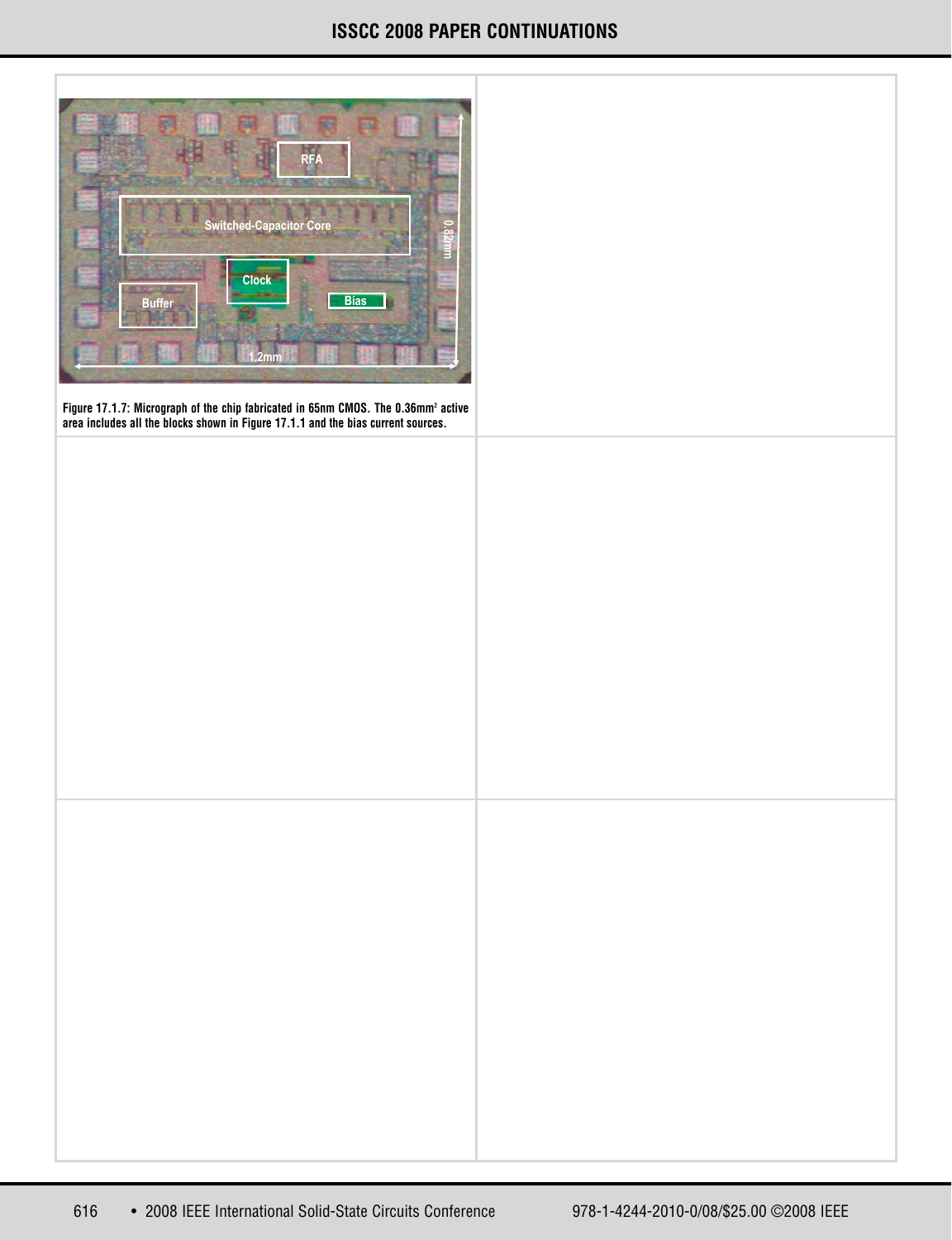RFA

Switched-Capacitor Core

Clock

Buffer

Bias

1.2mm

0.82mm

Figure 17.1.7: Micrograph of the chip fabricated in 65nm CMOS. The 0.36mm² active area includes all the blocks shown in Figure 17.1.1 and the bias current sources.